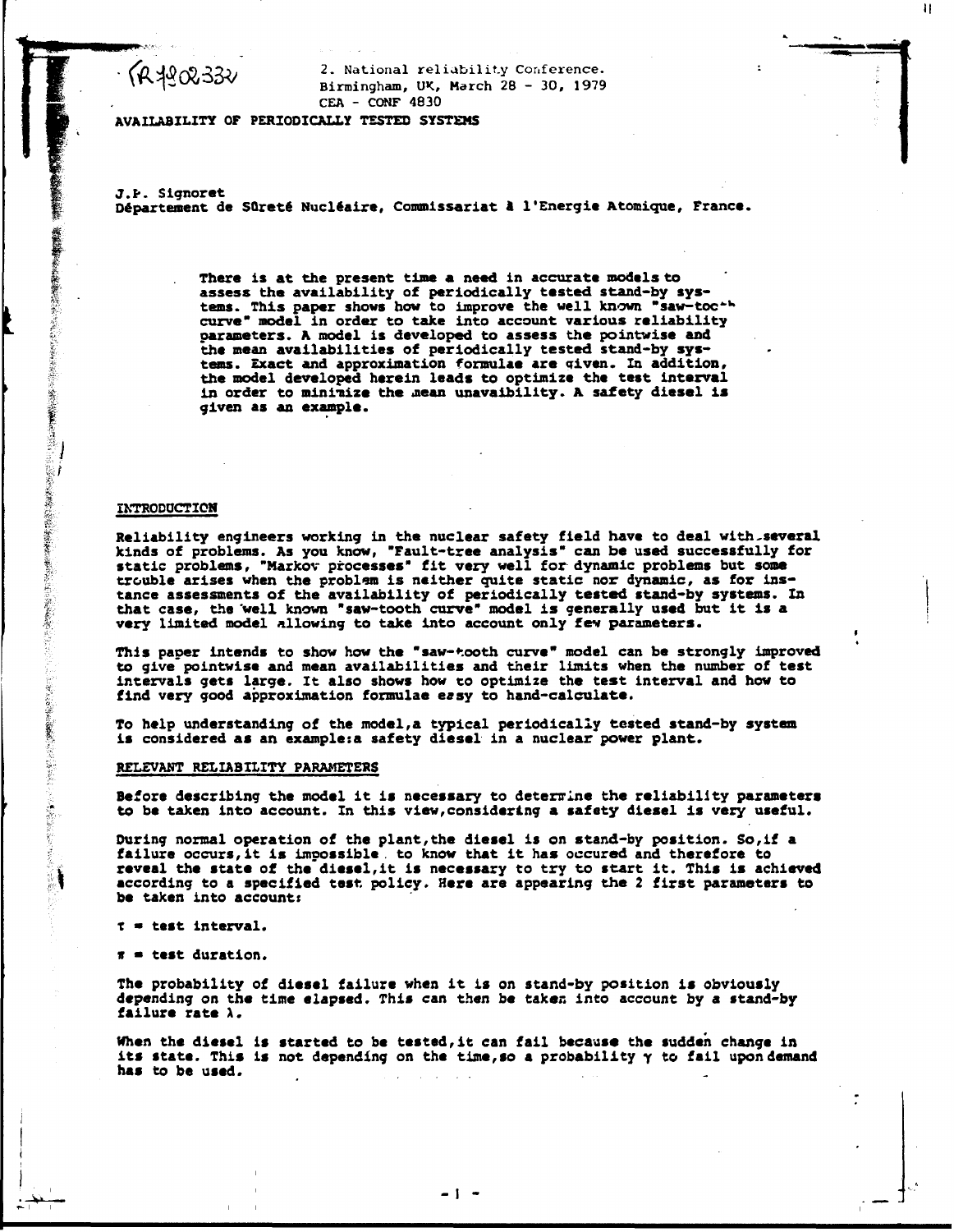FR 7902332

2. National reliability Conference.
Birmingham, UK, March 28 - 30, 1979
CEA - CONF 4830

# AVAILABILITY OF PERIODICALLY TESTED SYSTEMS

J.P. Signoret
Département de Sûreté Nucléaire, Commissariat à l'Energie Atomique, France.

There is at the present time a need in accurate models to assess the availability of periodically tested stand-by systems. This paper shows how to improve the well known "saw-tooth curve" model in order to take into account various reliability parameters. A model is developed to assess the pointwise and the mean availabilities of periodically tested stand-by systems. Exact and approximation formulae are given. In addition, the model developed herein leads to optimize the test interval in order to minimize the mean unavaibility. A safety diesel is given as an example.

## INTRODUCTION

Reliability engineers working in the nuclear safety field have to deal with several kinds of problems. As you know, "Fault-tree analysis" can be used successfully for static problems, "Markov processes" fit very well for dynamic problems but some trouble arises when the problem is neither quite static nor dynamic, as for instance assessments of the availability of periodically tested stand-by systems. In that case, the well known "saw-tooth curve" model is generally used but it is a very limited model allowing to take into account only few parameters.

This paper intends to show how the "saw-tooth curve" model can be strongly improved to give pointwise and mean availabilities and their limits when the number of test intervals gets large. It also shows how to optimize the test interval and how to find very good approximation formulae easy to hand-calculate.

To help understanding of the model, a typical periodically tested stand-by system is considered as an example: a safety diesel in a nuclear power plant.

## RELEVANT RELIABILITY PARAMETERS

Before describing the model it is necessary to determine the reliability parameters to be taken into account. In this view, considering a safety diesel is very useful.

During normal operation of the plant, the diesel is on stand-by position. So, if a failure occurs, it is impossible to know that it has occured and therefore to reveal the state of the diesel, it is necessary to try to start it. This is achieved according to a specified test policy. Here are appearing the 2 first parameters to be taken into account:

$\tau$ = test interval.

$\pi$ = test duration.

The probability of diesel failure when it is on stand-by position is obviously depending on the time elapsed. This can then be taken into account by a stand-by failure rate $\lambda$.

When the diesel is started to be tested, it can fail because the sudden change in its state. This is not depending on the time, so a probability $\gamma$ to fail upon demand has to be used.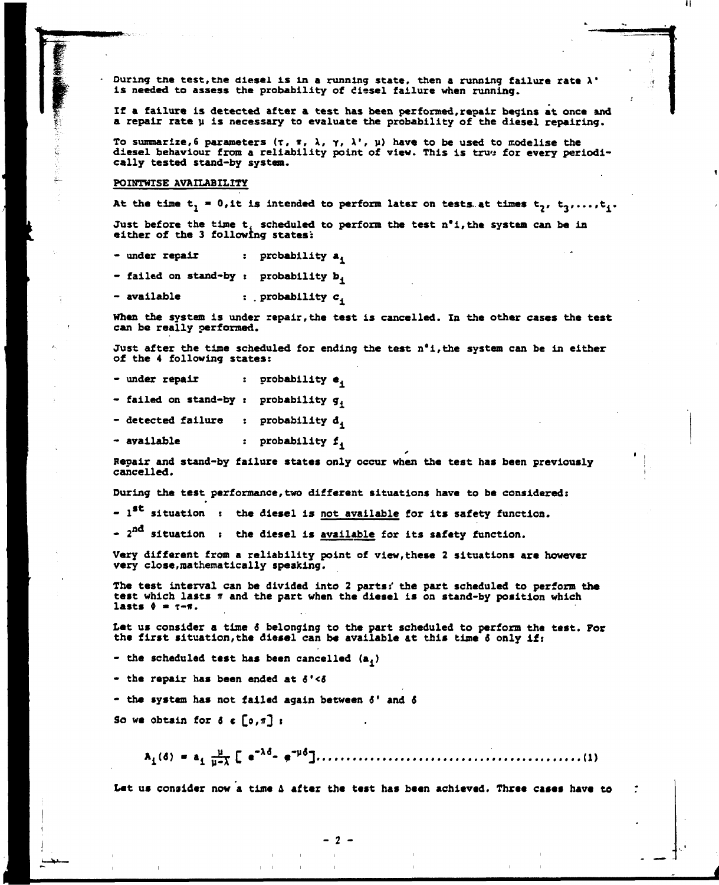During the test, the diesel is in a running state, then a running failure rate $\lambda'$ is needed to assess the probability of diesel failure when running.

If a failure is detected after a test has been performed, repair begins at once and a repair rate $\mu$ is necessary to evaluate the probability of the diesel repairing.

To summarize, 6 parameters ($\tau$, $\pi$, $\lambda$, $\gamma$, $\lambda'$, $\mu$) have to be used to modelise the diesel behaviour from a reliability point of view. This is true for every periodically tested stand-by system.

## POINTWISE AVAILABILITY

At the time $t_1 = 0$, it is intended to perform later on tests at times $t_2$, $t_3$, ..., $t_i$.

Just before the time $t_i$ scheduled to perform the test n°i, the system can be in either of the 3 following states:

- under repair : probability $a_i$
- failed on stand-by : probability $b_i$
- available : probability $c_i$

When the system is under repair, the test is cancelled. In the other cases the test can be really performed.

Just after the time scheduled for ending the test n°i, the system can be in either of the 4 following states:

- under repair : probability $e_i$
- failed on stand-by : probability $g_i$
- detected failure : probability $d_i$
- available : probability $f_i$

Repair and stand-by failure states only occur when the test has been previously cancelled.

During the test performance, two different situations have to be considered:

- 1st situation : the diesel is <u>not available</u> for its safety function.
- 2nd situation : the diesel is <u>available</u> for its safety function.

Very different from a reliability point of view, these 2 situations are however very close, mathematically speaking.

The test interval can be divided into 2 parts: the part scheduled to perform the test which lasts $\pi$ and the part when the diesel is on stand-by position which lasts $\phi = \tau - \pi$.

Let us consider a time $\delta$ belonging to the part scheduled to perform the test. For the first situation, the diesel can be available at this time $\delta$ only if:

- the scheduled test has been cancelled ($a_i$)
- the repair has been ended at $\delta' < \delta$
- the system has not failed again between $\delta'$ and $\delta$

So we obtain for $\delta \in [0, \pi]$ :

$$A_i(\delta) = a_i \frac{\mu}{\mu - \lambda} \left[ e^{-\lambda\delta} - e^{-\mu\delta} \right] \qquad (1)$$

Let us consider now a time $\Delta$ after the test has been achieved. Three cases have to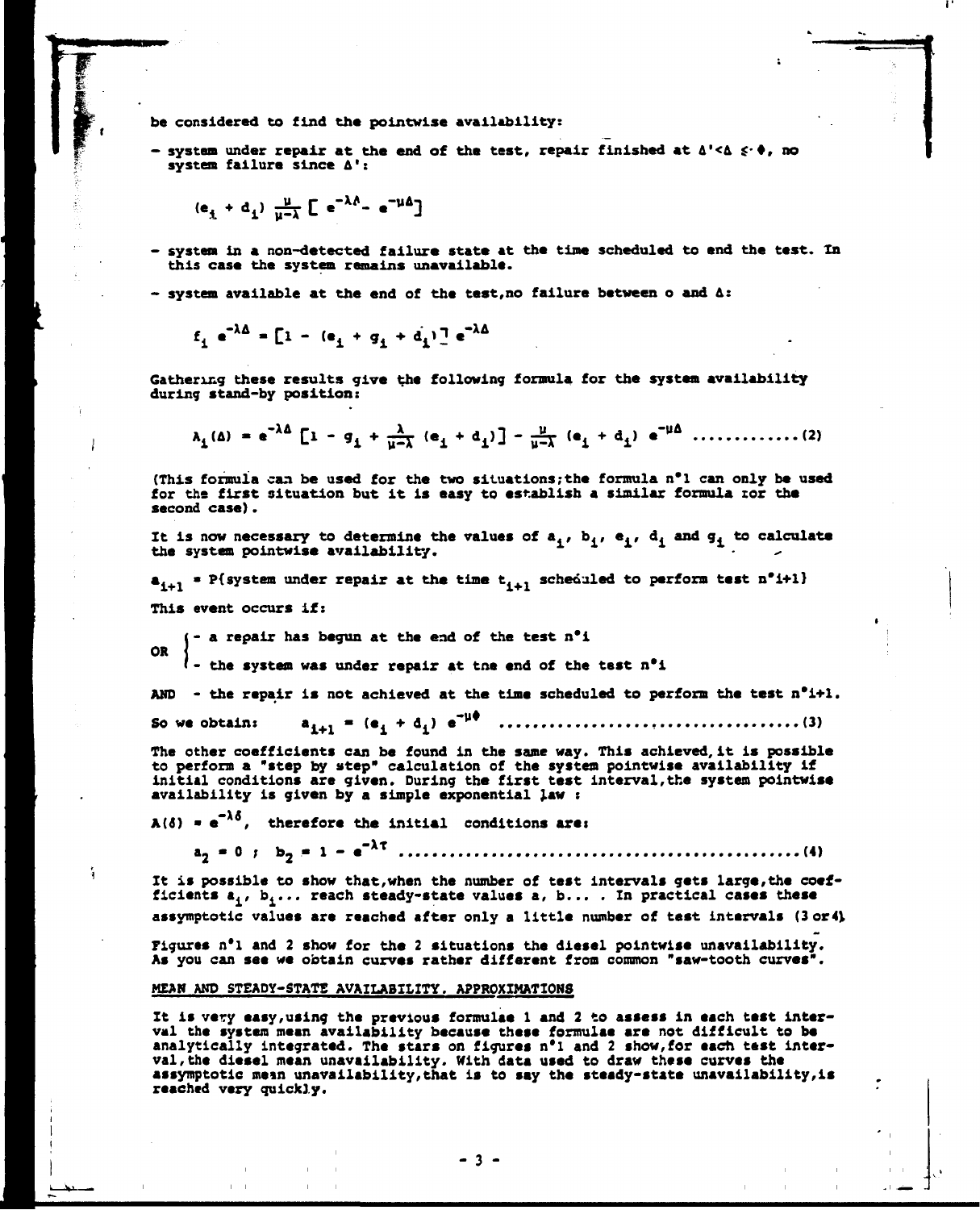be considered to find the pointwise availability:

- system under repair at the end of the test, repair finished at $\Delta' < \Delta \leq \theta$, no system failure since $\Delta'$:

$$(e_i + d_i)\ \frac{\mu}{\mu-\lambda}\left[e^{-\lambda\Delta} - e^{-\mu\Delta}\right]$$

- system in a non-detected failure state at the time scheduled to end the test. In this case the system remains unavailable.

- system available at the end of the test, no failure between o and $\Delta$:

$$f_i\ e^{-\lambda\Delta} = \left[1 - (e_i + g_i + d_i)\right] e^{-\lambda\Delta}$$

Gathering these results give the following formula for the system availability during stand-by position:

$$A_i(\Delta) = e^{-\lambda\Delta}\left[1 - g_i + \frac{\lambda}{\mu-\lambda}(e_i + d_i)\right] - \frac{\mu}{\mu-\lambda}(e_i + d_i)\ e^{-\mu\Delta} \quad \text{.............(2)}$$

(This formula can be used for the two situations; the formula n°1 can only be used for the first situation but it is easy to establish a similar formula for the second case).

It is now necessary to determine the values of $a_i$, $b_i$, $e_i$, $d_i$ and $g_i$ to calculate the system pointwise availability.

$a_{i+1}$ = P{system under repair at the time $t_{i+1}$ scheduled to perform test n°i+1}

This event occurs if:

OR
- a repair has begun at the end of the test n°i
- the system was under repair at the end of the test n°i

AND - the repair is not achieved at the time scheduled to perform the test n°i+1.

So we obtain: $$a_{i+1} = (e_i + d_i)\ e^{-\mu\theta} \quad \text{...................................(3)}$$

The other coefficients can be found in the same way. This achieved, it is possible to perform a "step by step" calculation of the system pointwise availability if initial conditions are given. During the first test interval, the system pointwise availability is given by a simple exponential law :

$A(\delta) = e^{-\lambda\delta}$, therefore the initial conditions are:

$$a_2 = 0\ ;\quad b_2 = 1 - e^{-\lambda\tau} \quad \text{................................................(4)}$$

It is possible to show that, when the number of test intervals gets large, the coefficients $a_i$, $b_i$... reach steady-state values a, b... . In practical cases these assymptotic values are reached after only a little number of test intervals (3 or 4).

Figures n°1 and 2 show for the 2 situations the diesel pointwise unavailability. As you can see we obtain curves rather different from common "saw-tooth curves".

## MEAN AND STEADY-STATE AVAILABILITY. APPROXIMATIONS

It is very easy, using the previous formulae 1 and 2 to assess in each test interval the system mean availability because these formulae are not difficult to be analytically integrated. The stars on figures n°1 and 2 show, for each test interval, the diesel mean unavailability. With data used to draw these curves the assymptotic mean unavailability, that is to say the steady-state unavailability, is reached very quickly.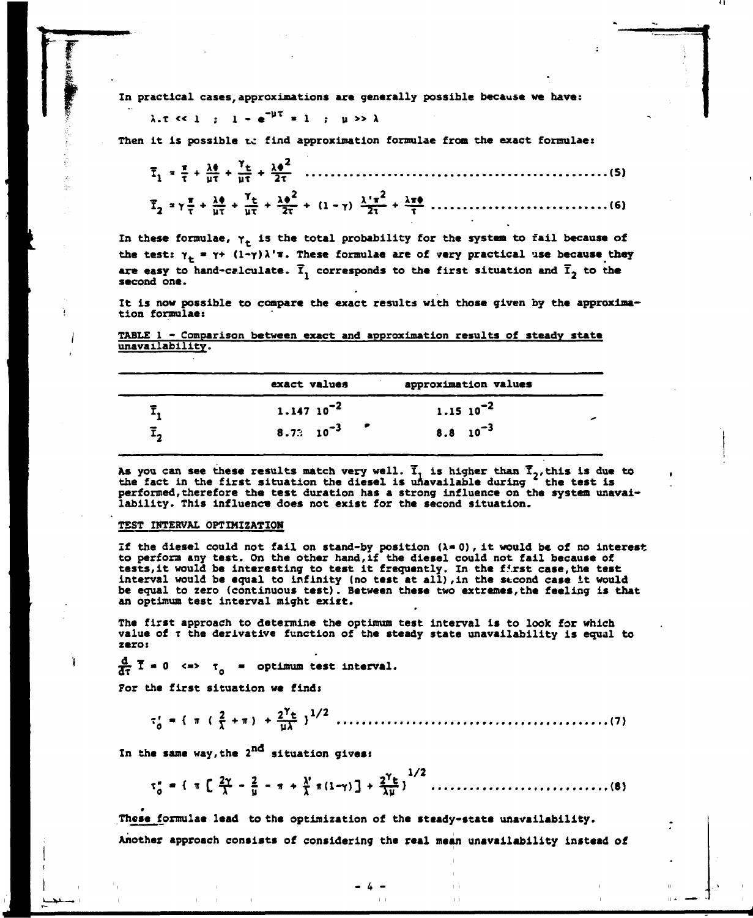In practical cases, approximations are generally possible because we have:

$$\lambda.\tau << 1 \quad ; \quad 1 - e^{-\mu\tau} = 1 \quad ; \quad \mu >> \lambda$$

Then it is possible to find approximation formulae from the exact formulae:

$$\bar{I}_1 = \frac{\pi}{\tau} + \frac{\lambda\phi}{\mu\tau} + \frac{\gamma_t}{\mu\tau} + \frac{\lambda\phi^2}{2\tau} \quad \text{.......(5)}$$

$$\bar{I}_2 = \gamma\frac{\pi}{\tau} + \frac{\lambda\phi}{\mu\tau} + \frac{\gamma_t}{\mu\tau} + \frac{\lambda\phi^2}{2\tau} + (1-\gamma)\,\frac{\lambda'\pi^2}{2\tau} + \frac{\lambda\pi\phi}{\tau} \quad \text{.......(6)}$$

In these formulae, $\gamma_t$ is the total probability for the system to fail because of the test: $\gamma_t = \gamma + (1-\gamma)\lambda'\pi$. These formulae are of very practical use because they are easy to hand-calculate. $\bar{I}_1$ corresponds to the first situation and $\bar{I}_2$ to the second one.

It is now possible to compare the exact results with those given by the approximation formulae:

TABLE 1 - Comparison between exact and approximation results of steady state unavailability.

| | exact values | approximation values |
|---|---|---|
| $\bar{I}_1$ | $1.147\ 10^{-2}$ | $1.15\ 10^{-2}$ |
| $\bar{I}_2$ | $8.73\ 10^{-3}$ | $8.8\ 10^{-3}$ |

As you can see these results match very well. $\bar{I}_1$ is higher than $\bar{I}_2$, this is due to the fact in the first situation the diesel is unavailable during the test is performed, therefore the test duration has a strong influence on the system unavailability. This influence does not exist for the second situation.

## TEST INTERVAL OPTIMIZATION

If the diesel could not fail on stand-by position ($\lambda = 0$), it would be of no interest to perform any test. On the other hand, if the diesel could not fail because of tests, it would be interesting to test it frequently. In the first case, the test interval would be equal to infinity (no test at all), in the second case it would be equal to zero (continuous test). Between these two extremes, the feeling is that an optimum test interval might exist.

The first approach to determine the optimum test interval is to look for which value of $\tau$ the derivative function of the steady state unavailability is equal to zero:

$$\frac{d}{d\tau}\bar{I} = 0 \iff \tau_0 = \text{optimum test interval.}$$

For the first situation we find:

$$\tau_0' = \left\{ \pi\left(\frac{2}{\lambda} + \pi\right) + \frac{2\gamma_t}{\mu\lambda} \right\}^{1/2} \quad \text{.......(7)}$$

In the same way, the 2nd situation gives:

$$\tau_0'' = \left\{ \pi\left[\frac{2\gamma}{\lambda} - \frac{2}{\mu} - \pi + \frac{\lambda'}{\lambda}\pi(1-\gamma)\right] + \frac{2\gamma_t}{\lambda\mu} \right\}^{1/2} \quad \text{.......(8)}$$

These formulae lead to the optimization of the steady-state unavailability.

Another approach consists of considering the real mean unavailability instead of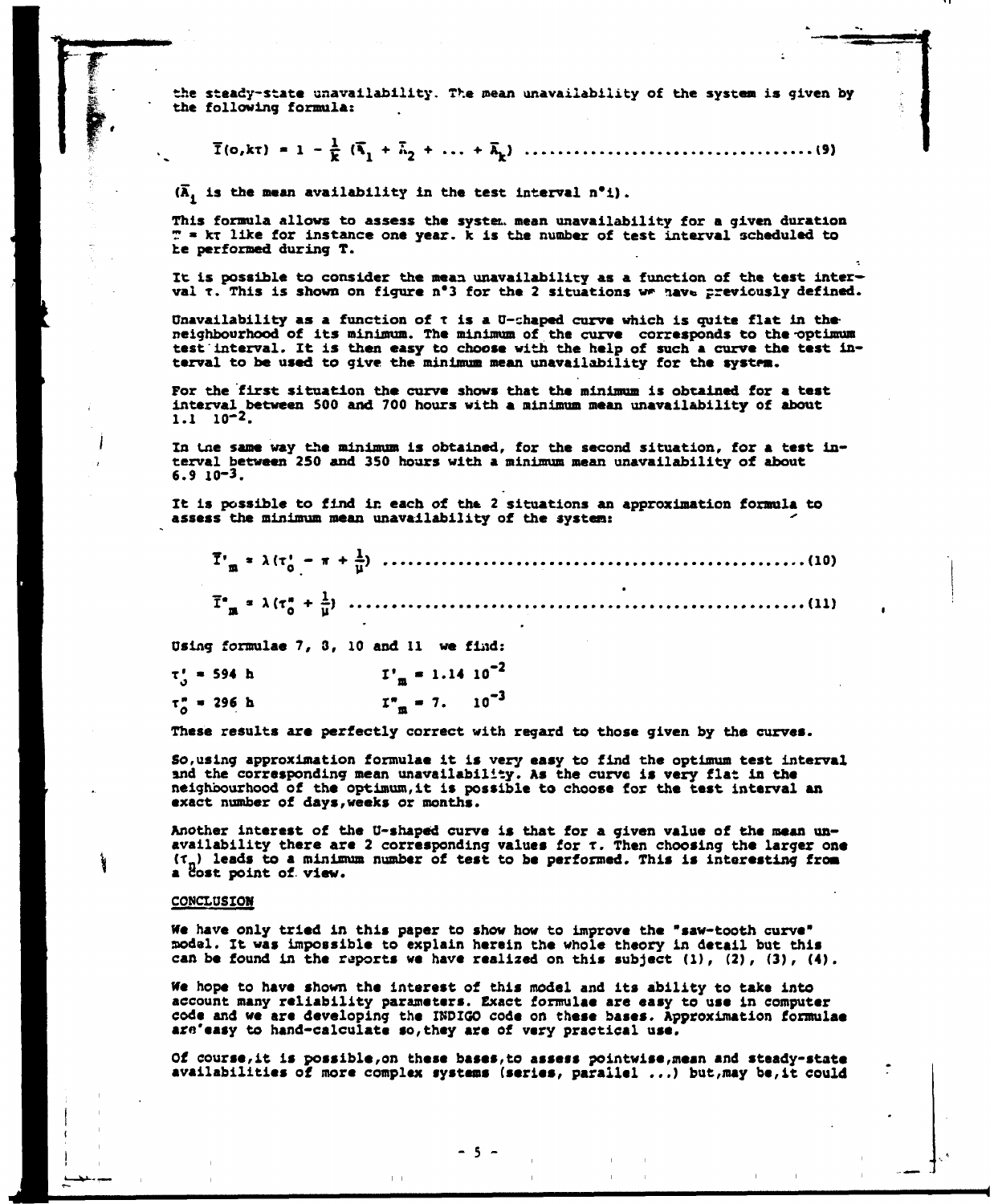the steady-state unavailability. The mean unavailability of the system is given by the following formula:

$$\bar{I}(o,k\tau) = 1 - \frac{1}{k}(\bar{A}_1 + \bar{A}_2 + \dots + \bar{A}_k) \quad \text{(9)}$$

($\bar{A}_i$ is the mean availability in the test interval n°i).

This formula allows to assess the system mean unavailability for a given duration $T = k\tau$ like for instance one year. k is the number of test interval scheduled to be performed during T.

It is possible to consider the mean unavailability as a function of the test interval $\tau$. This is shown on figure n°3 for the 2 situations we have previously defined.

Unavailability as a function of $\tau$ is a U-shaped curve which is quite flat in the neighbourhood of its minimum. The minimum of the curve corresponds to the optimum test interval. It is then easy to choose with the help of such a curve the test interval to be used to give the minimum mean unavailability for the system.

For the first situation the curve shows that the minimum is obtained for a test interval between 500 and 700 hours with a minimum mean unavailability of about $1.1 \; 10^{-2}$.

In the same way the minimum is obtained, for the second situation, for a test interval between 250 and 350 hours with a minimum mean unavailability of about $6.9 \; 10^{-3}$.

It is possible to find in each of the 2 situations an approximation formula to assess the minimum mean unavailability of the system:

$$\bar{I}'_m = \lambda(\tau'_0 - \pi + \frac{1}{\mu}) \quad \text{(10)}$$

$$\bar{I}''_m = \lambda(\tau''_0 + \frac{1}{\mu}) \quad \text{(11)}$$

Using formulae 7, 8, 10 and 11 we find:

$\tau'_0 = 594$ h $\qquad I'_m = 1.14 \; 10^{-2}$

$\tau''_0 = 296$ h $\qquad I''_m = 7. \; 10^{-3}$

These results are perfectly correct with regard to those given by the curves.

So, using approximation formulae it is very easy to find the optimum test interval and the corresponding mean unavailability. As the curve is very flat in the neighbourhood of the optimum, it is possible to choose for the test interval an exact number of days, weeks or months.

Another interest of the U-shaped curve is that for a given value of the mean unavailability there are 2 corresponding values for $\tau$. Then choosing the larger one ($\tau_2$) leads to a minimum number of test to be performed. This is interesting from a cost point of view.

## CONCLUSION

We have only tried in this paper to show how to improve the "saw-tooth curve" model. It was impossible to explain herein the whole theory in detail but this can be found in the reports we have realized on this subject (1), (2), (3), (4).

We hope to have shown the interest of this model and its ability to take into account many reliability parameters. Exact formulae are easy to use in computer code and we are developing the INDIGO code on these bases. Approximation formulae are easy to hand-calculate so, they are of very practical use.

Of course, it is possible, on these bases, to assess pointwise, mean and steady-state availabilities of more complex systems (series, parallel ...) but, may be, it could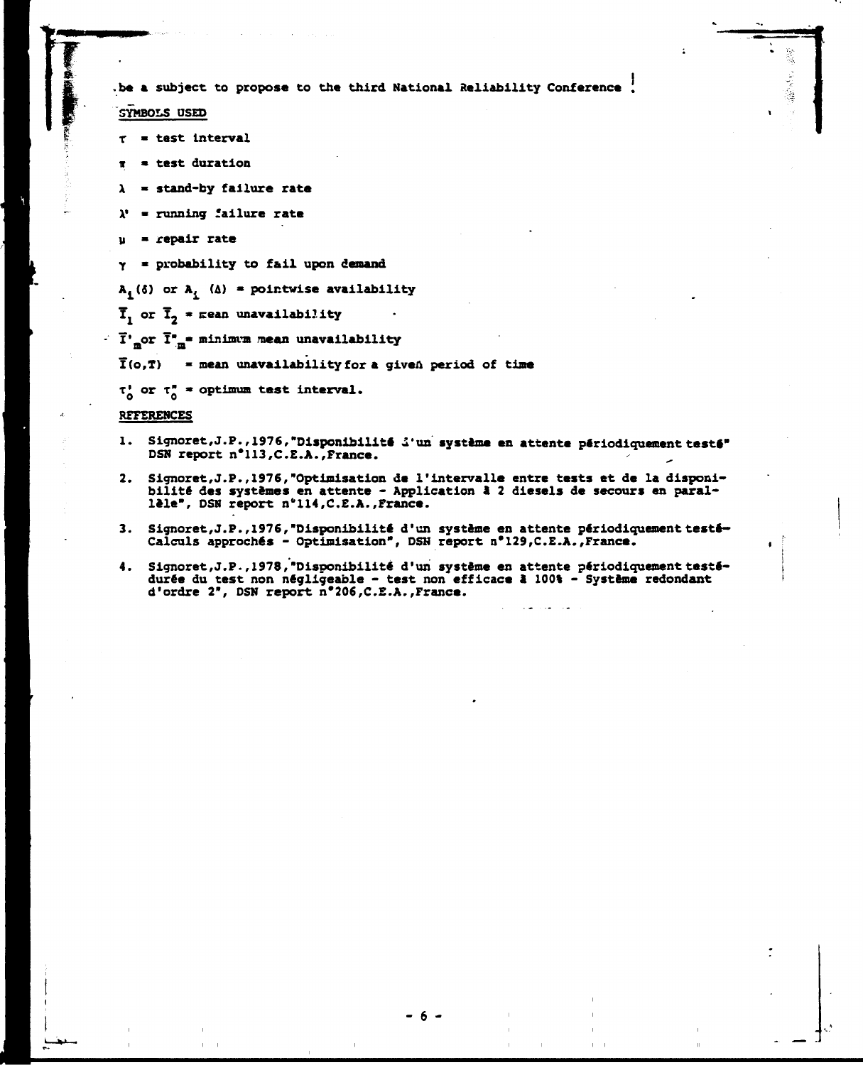be a subject to propose to the third National Reliability Conference.

## SYMBOLS USED

$\tau$ = test interval

$\pi$ = test duration

$\lambda$ = stand-by failure rate

$\lambda'$ = running failure rate

$\mu$ = repair rate

$\gamma$ = probability to fail upon demand

$A_1(\delta)$ or $A_i(\Delta)$ = pointwise availability

$\bar{I}_1$ or $\bar{I}_2$ = mean unavailability

$\bar{I}'_m$ or $\bar{I}''_m$ = minimum mean unavailability

$\bar{I}(o,T)$ = mean unavailability for a given period of time

$\tau'_o$ or $\tau''_o$ = optimum test interval.

## REFERENCES

1. Signoret,J.P.,1976,"Disponibilité d'un système en attente périodiquement testé" DSN report n°113,C.E.A.,France.

2. Signoret,J.P.,1976,"Optimisation de l'intervalle entre tests et de la disponibilité des systèmes en attente - Application à 2 diesels de secours en parallèle", DSN report n°114,C.E.A.,France.

3. Signoret,J.P.,1976,"Disponibilité d'un système en attente périodiquement testé- Calculs approchés - Optimisation", DSN report n°129,C.E.A.,France.

4. Signoret,J.P.,1978,"Disponibilité d'un système en attente périodiquement testé- durée du test non négligeable - test non efficace à 100% - Système redondant d'ordre 2", DSN report n°206,C.E.A.,France.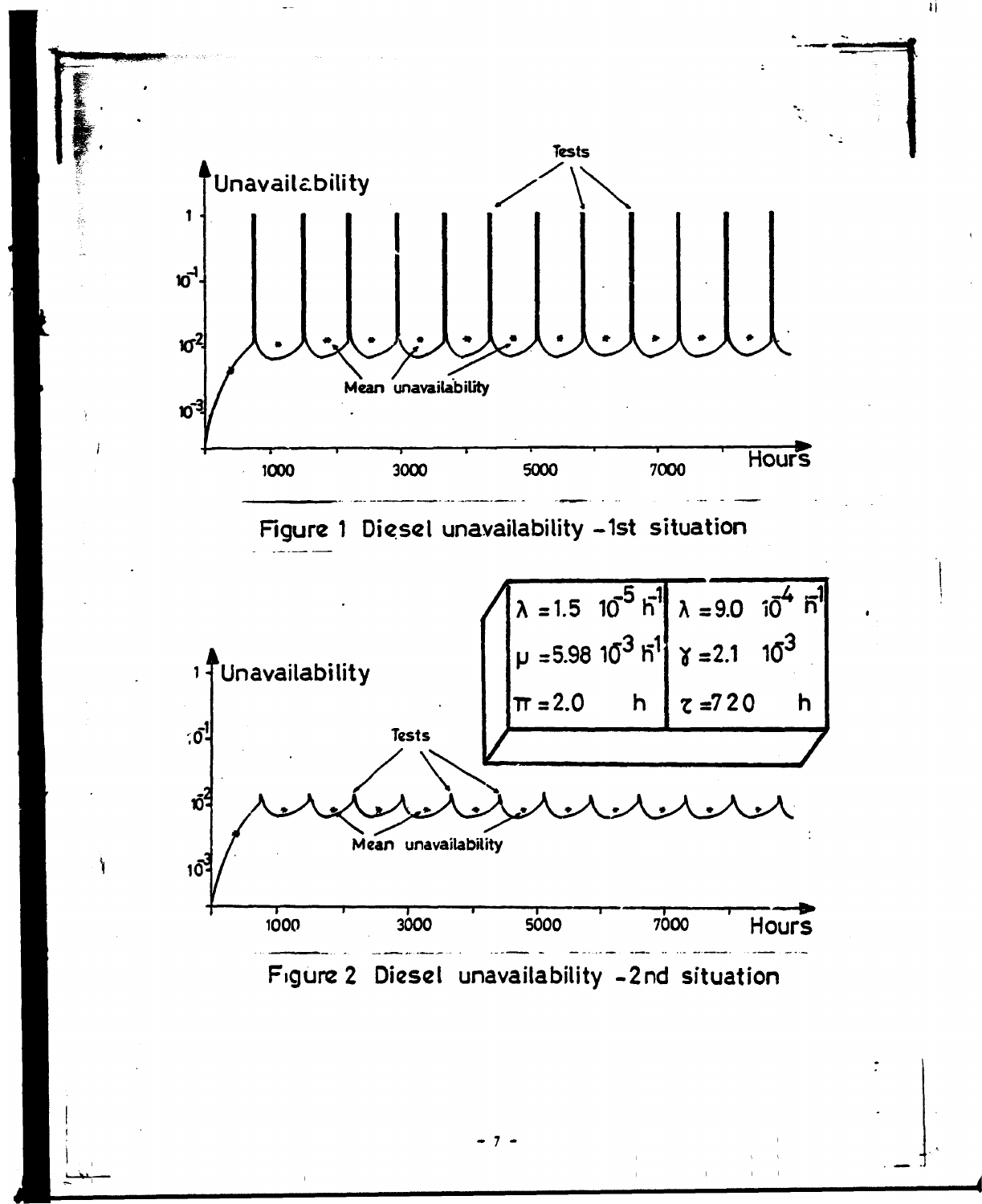Figure 1 Diesel unavailability - 1st situation

| $\lambda = 1.5 \; 10^{-5} \; h^{-1}$ | $\lambda = 9.0 \; 10^{-4} \; h^{-1}$ |
| --- | --- |
| $\mu = 5.98 \; 10^{-3} \; h^{-1}$ | $\gamma = 2.1 \; 10^{-3}$ |
| $\pi = 2.0 \; h$ | $\tau = 720 \; h$ |

Figure 2 Diesel unavailability - 2nd situation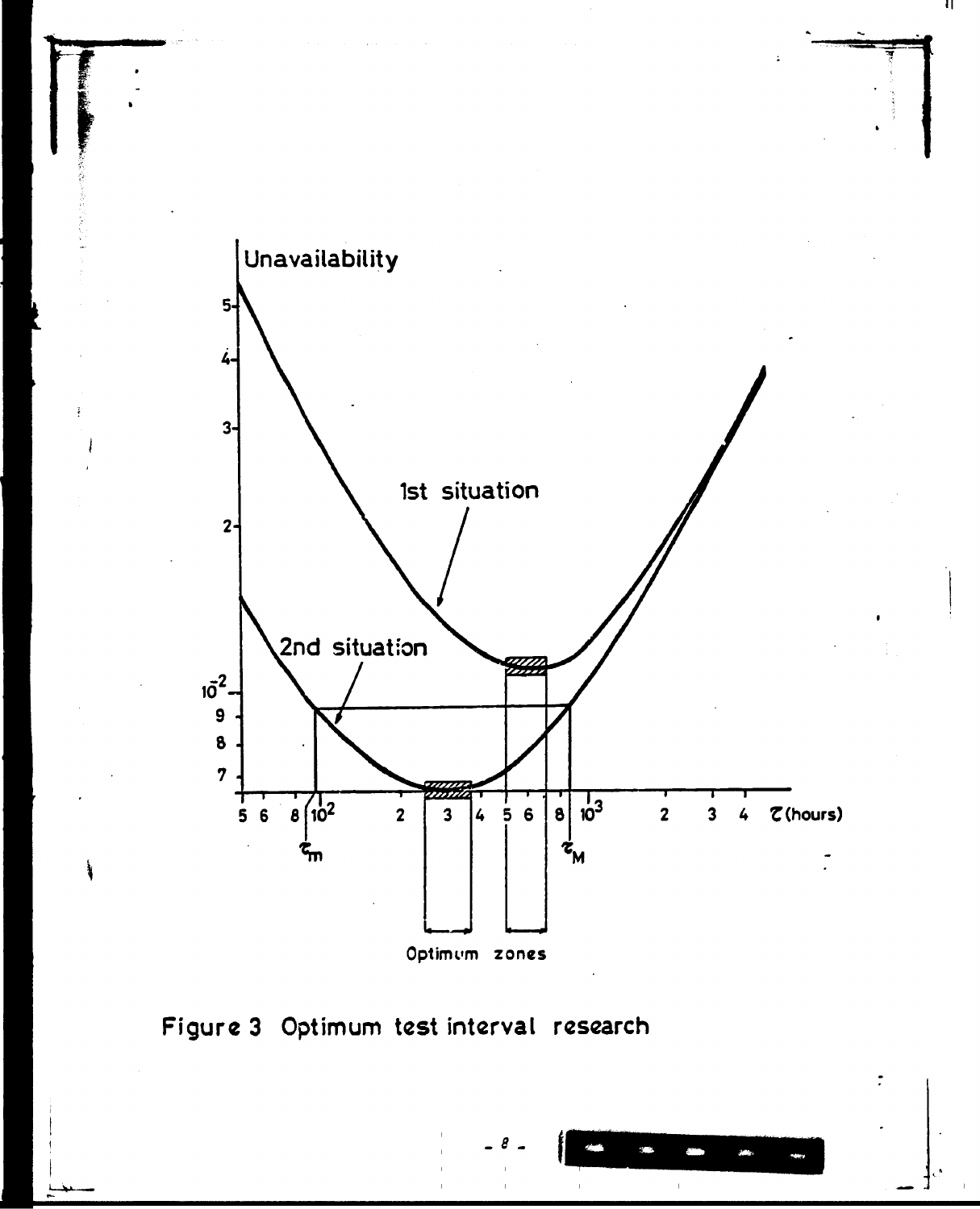Unavailability

5

4

3

2

$10^{-2}$

9

8

7

5 6 8 $10^2$ 2 3 4 5 6 8 $10^3$ 2 3 4 $\tau$ (hours)

$\tau_m$

$\tau_M$

1st situation

2nd situation

Optimum zones

Figure 3 Optimum test interval research